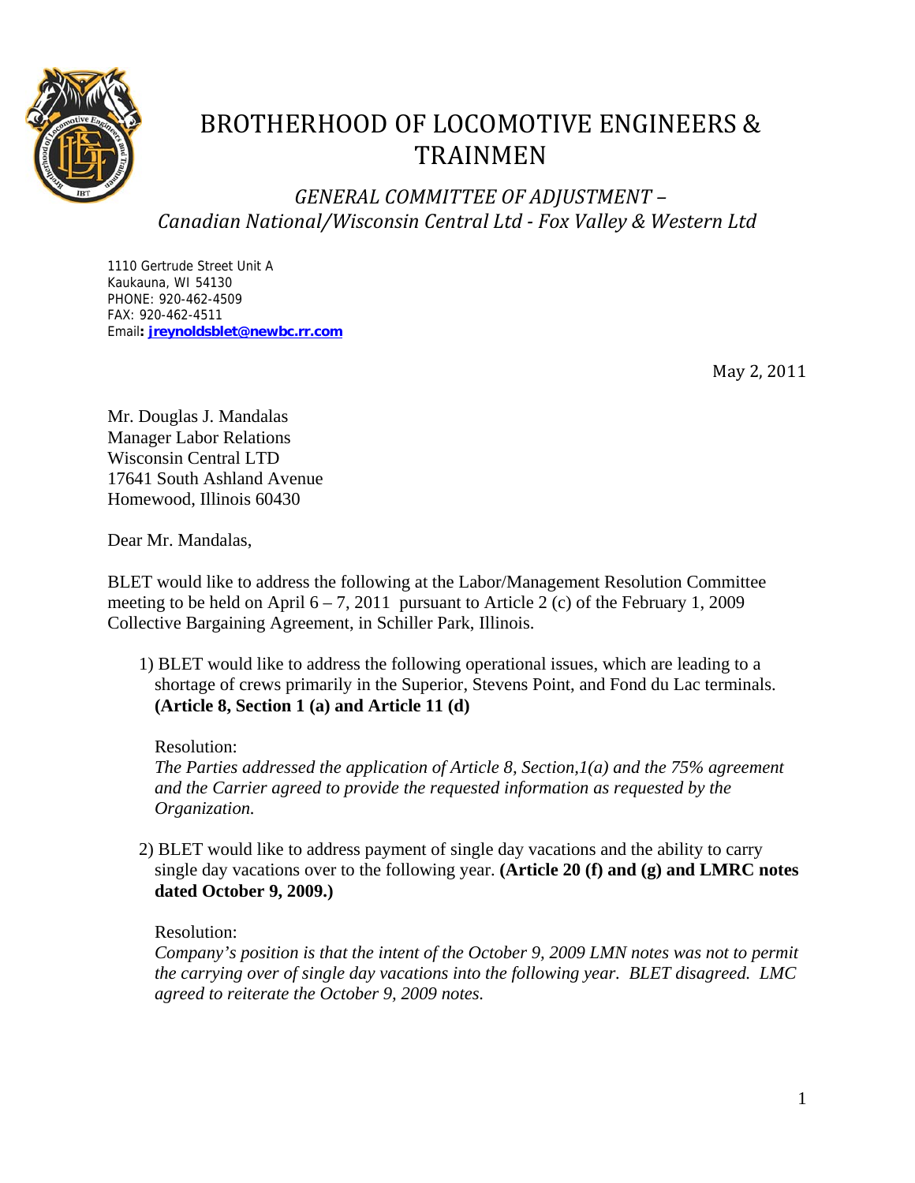# BROTHERHOOD OF LOCOMOTIVE ENGINEERS & TRAINMEN

## *GENERAL COMMITTEE OF ADJUSTMENT – Canadian National/Wisconsin Central Ltd - Fox Valley & Western Ltd*

1110 Gertrude Street Unit A
Kaukauna, WI 54130
PHONE: 920-462-4509
FAX: 920-462-4511
Email**: jreynoldsblet@newbc.rr.com**

May 2, 2011

Mr. Douglas J. Mandalas
Manager Labor Relations
Wisconsin Central LTD
17641 South Ashland Avenue
Homewood, Illinois 60430

Dear Mr. Mandalas,

BLET would like to address the following at the Labor/Management Resolution Committee meeting to be held on April 6 – 7, 2011 pursuant to Article 2 (c) of the February 1, 2009 Collective Bargaining Agreement, in Schiller Park, Illinois.

1) BLET would like to address the following operational issues, which are leading to a shortage of crews primarily in the Superior, Stevens Point, and Fond du Lac terminals. **(Article 8, Section 1 (a) and Article 11 (d)**

   Resolution:
   *The Parties addressed the application of Article 8, Section,1(a) and the 75% agreement and the Carrier agreed to provide the requested information as requested by the Organization.*

2) BLET would like to address payment of single day vacations and the ability to carry single day vacations over to the following year. **(Article 20 (f) and (g) and LMRC notes dated October 9, 2009.)**

   Resolution:
   *Company's position is that the intent of the October 9, 2009 LMN notes was not to permit the carrying over of single day vacations into the following year. BLET disagreed. LMC agreed to reiterate the October 9, 2009 notes.*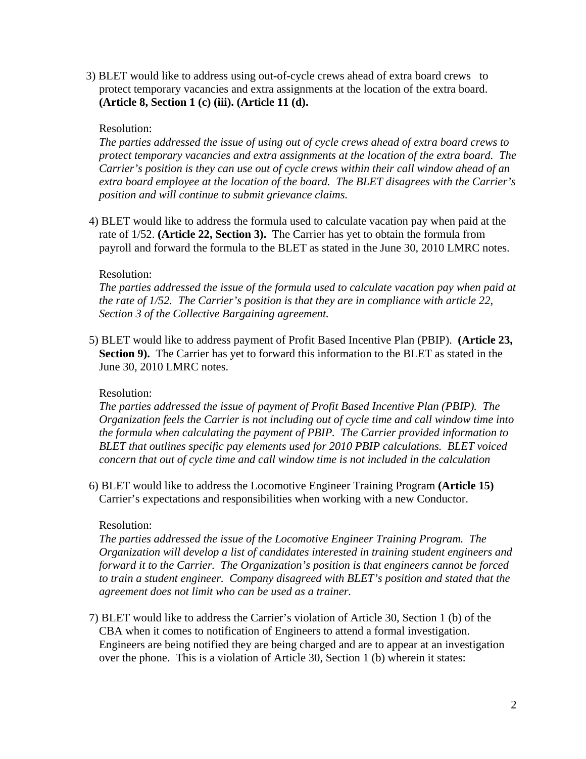3) BLET would like to address using out-of-cycle crews ahead of extra board crews to protect temporary vacancies and extra assignments at the location of the extra board. **(Article 8, Section 1 (c) (iii). (Article 11 (d).**

Resolution:
*The parties addressed the issue of using out of cycle crews ahead of extra board crews to protect temporary vacancies and extra assignments at the location of the extra board. The Carrier's position is they can use out of cycle crews within their call window ahead of an extra board employee at the location of the board. The BLET disagrees with the Carrier's position and will continue to submit grievance claims.*

4) BLET would like to address the formula used to calculate vacation pay when paid at the rate of 1/52. **(Article 22, Section 3).** The Carrier has yet to obtain the formula from payroll and forward the formula to the BLET as stated in the June 30, 2010 LMRC notes.

Resolution:
*The parties addressed the issue of the formula used to calculate vacation pay when paid at the rate of 1/52. The Carrier's position is that they are in compliance with article 22, Section 3 of the Collective Bargaining agreement.*

5) BLET would like to address payment of Profit Based Incentive Plan (PBIP). **(Article 23, Section 9).** The Carrier has yet to forward this information to the BLET as stated in the June 30, 2010 LMRC notes.

Resolution:
*The parties addressed the issue of payment of Profit Based Incentive Plan (PBIP). The Organization feels the Carrier is not including out of cycle time and call window time into the formula when calculating the payment of PBIP. The Carrier provided information to BLET that outlines specific pay elements used for 2010 PBIP calculations. BLET voiced concern that out of cycle time and call window time is not included in the calculation*

6) BLET would like to address the Locomotive Engineer Training Program **(Article 15)** Carrier's expectations and responsibilities when working with a new Conductor.

Resolution:
*The parties addressed the issue of the Locomotive Engineer Training Program. The Organization will develop a list of candidates interested in training student engineers and forward it to the Carrier. The Organization's position is that engineers cannot be forced to train a student engineer. Company disagreed with BLET's position and stated that the agreement does not limit who can be used as a trainer.*

7) BLET would like to address the Carrier's violation of Article 30, Section 1 (b) of the CBA when it comes to notification of Engineers to attend a formal investigation. Engineers are being notified they are being charged and are to appear at an investigation over the phone. This is a violation of Article 30, Section 1 (b) wherein it states: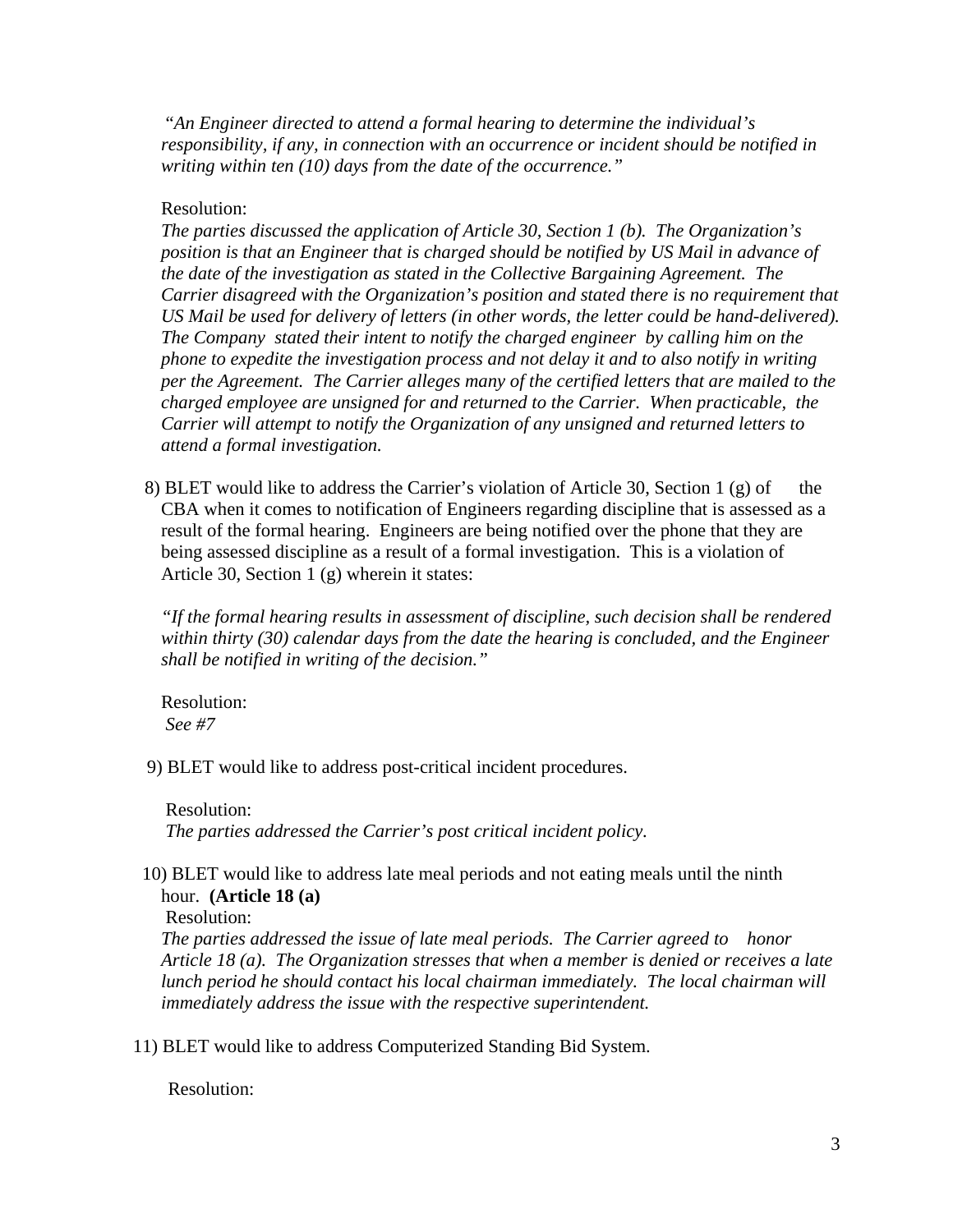*"An Engineer directed to attend a formal hearing to determine the individual's responsibility, if any, in connection with an occurrence or incident should be notified in writing within ten (10) days from the date of the occurrence."*

Resolution:
*The parties discussed the application of Article 30, Section 1 (b). The Organization's position is that an Engineer that is charged should be notified by US Mail in advance of the date of the investigation as stated in the Collective Bargaining Agreement. The Carrier disagreed with the Organization's position and stated there is no requirement that US Mail be used for delivery of letters (in other words, the letter could be hand-delivered). The Company stated their intent to notify the charged engineer by calling him on the phone to expedite the investigation process and not delay it and to also notify in writing per the Agreement. The Carrier alleges many of the certified letters that are mailed to the charged employee are unsigned for and returned to the Carrier. When practicable, the Carrier will attempt to notify the Organization of any unsigned and returned letters to attend a formal investigation.*

8) BLET would like to address the Carrier's violation of Article 30, Section 1 (g) of the CBA when it comes to notification of Engineers regarding discipline that is assessed as a result of the formal hearing. Engineers are being notified over the phone that they are being assessed discipline as a result of a formal investigation. This is a violation of Article 30, Section 1 (g) wherein it states:

*"If the formal hearing results in assessment of discipline, such decision shall be rendered within thirty (30) calendar days from the date the hearing is concluded, and the Engineer shall be notified in writing of the decision."*

Resolution:
*See #7*

9) BLET would like to address post-critical incident procedures.

Resolution:
*The parties addressed the Carrier's post critical incident policy.*

10) BLET would like to address late meal periods and not eating meals until the ninth hour. **(Article 18 (a)**

Resolution:
*The parties addressed the issue of late meal periods. The Carrier agreed to honor Article 18 (a). The Organization stresses that when a member is denied or receives a late lunch period he should contact his local chairman immediately. The local chairman will immediately address the issue with the respective superintendent.*

11) BLET would like to address Computerized Standing Bid System.

Resolution: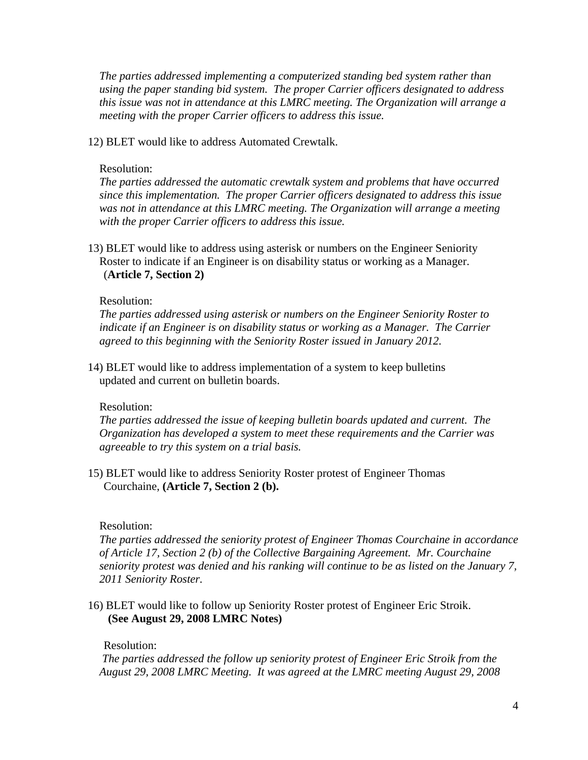*The parties addressed implementing a computerized standing bed system rather than using the paper standing bid system. The proper Carrier officers designated to address this issue was not in attendance at this LMRC meeting. The Organization will arrange a meeting with the proper Carrier officers to address this issue.*

12) BLET would like to address Automated Crewtalk.

Resolution:
*The parties addressed the automatic crewtalk system and problems that have occurred since this implementation. The proper Carrier officers designated to address this issue was not in attendance at this LMRC meeting. The Organization will arrange a meeting with the proper Carrier officers to address this issue.*

13) BLET would like to address using asterisk or numbers on the Engineer Seniority Roster to indicate if an Engineer is on disability status or working as a Manager. (**Article 7, Section 2)**

Resolution:
*The parties addressed using asterisk or numbers on the Engineer Seniority Roster to indicate if an Engineer is on disability status or working as a Manager. The Carrier agreed to this beginning with the Seniority Roster issued in January 2012.*

14) BLET would like to address implementation of a system to keep bulletins updated and current on bulletin boards.

Resolution:
*The parties addressed the issue of keeping bulletin boards updated and current. The Organization has developed a system to meet these requirements and the Carrier was agreeable to try this system on a trial basis.*

15) BLET would like to address Seniority Roster protest of Engineer Thomas Courchaine, **(Article 7, Section 2 (b).**

Resolution:
*The parties addressed the seniority protest of Engineer Thomas Courchaine in accordance of Article 17, Section 2 (b) of the Collective Bargaining Agreement. Mr. Courchaine seniority protest was denied and his ranking will continue to be as listed on the January 7, 2011 Seniority Roster.*

16) BLET would like to follow up Seniority Roster protest of Engineer Eric Stroik. **(See August 29, 2008 LMRC Notes)**

Resolution:
*The parties addressed the follow up seniority protest of Engineer Eric Stroik from the August 29, 2008 LMRC Meeting. It was agreed at the LMRC meeting August 29, 2008*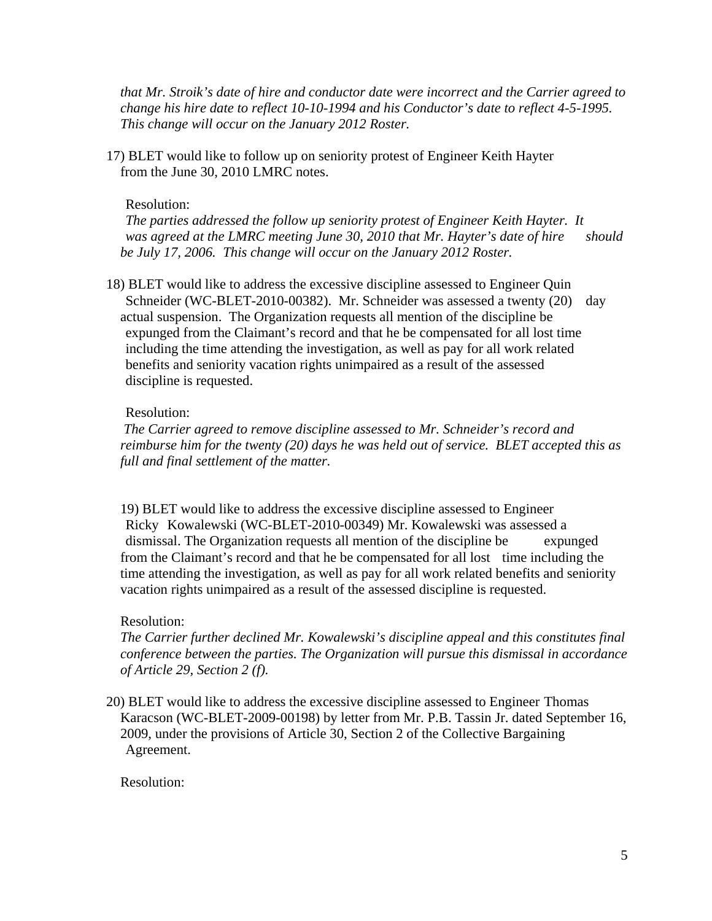*that Mr. Stroik's date of hire and conductor date were incorrect and the Carrier agreed to change his hire date to reflect 10-10-1994 and his Conductor's date to reflect 4-5-1995. This change will occur on the January 2012 Roster.*

17) BLET would like to follow up on seniority protest of Engineer Keith Hayter from the June 30, 2010 LMRC notes.

Resolution:
*The parties addressed the follow up seniority protest of Engineer Keith Hayter. It was agreed at the LMRC meeting June 30, 2010 that Mr. Hayter's date of hire should be July 17, 2006. This change will occur on the January 2012 Roster.*

18) BLET would like to address the excessive discipline assessed to Engineer Quin Schneider (WC-BLET-2010-00382). Mr. Schneider was assessed a twenty (20) day actual suspension. The Organization requests all mention of the discipline be expunged from the Claimant's record and that he be compensated for all lost time including the time attending the investigation, as well as pay for all work related benefits and seniority vacation rights unimpaired as a result of the assessed discipline is requested.

Resolution:
*The Carrier agreed to remove discipline assessed to Mr. Schneider's record and reimburse him for the twenty (20) days he was held out of service. BLET accepted this as full and final settlement of the matter.*

19) BLET would like to address the excessive discipline assessed to Engineer Ricky Kowalewski (WC-BLET-2010-00349) Mr. Kowalewski was assessed a dismissal. The Organization requests all mention of the discipline be expunged from the Claimant's record and that he be compensated for all lost time including the time attending the investigation, as well as pay for all work related benefits and seniority vacation rights unimpaired as a result of the assessed discipline is requested.

Resolution:
*The Carrier further declined Mr. Kowalewski's discipline appeal and this constitutes final conference between the parties. The Organization will pursue this dismissal in accordance of Article 29, Section 2 (f).*

20) BLET would like to address the excessive discipline assessed to Engineer Thomas Karacson (WC-BLET-2009-00198) by letter from Mr. P.B. Tassin Jr. dated September 16, 2009, under the provisions of Article 30, Section 2 of the Collective Bargaining Agreement.

Resolution: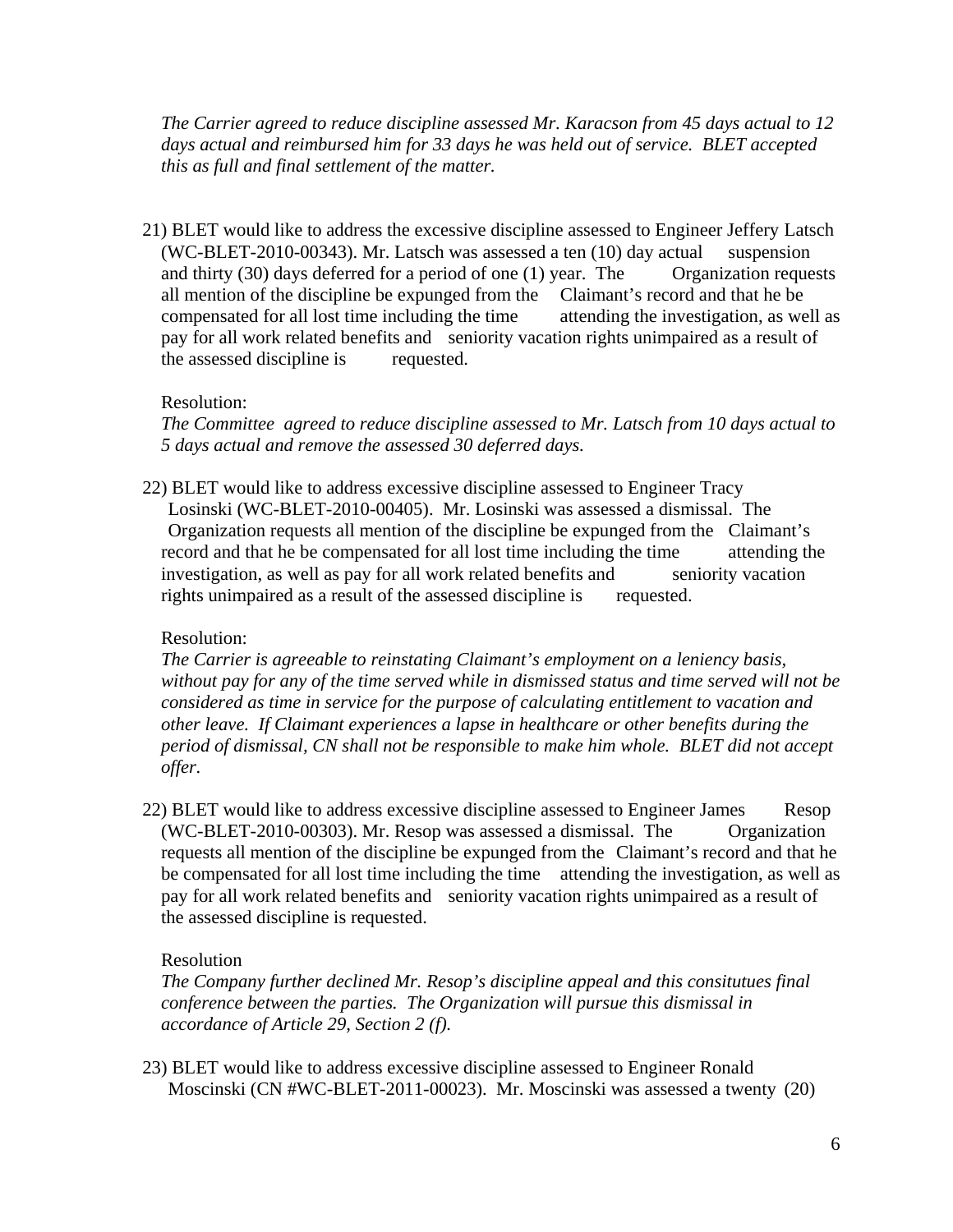*The Carrier agreed to reduce discipline assessed Mr. Karacson from 45 days actual to 12 days actual and reimbursed him for 33 days he was held out of service. BLET accepted this as full and final settlement of the matter.*

21) BLET would like to address the excessive discipline assessed to Engineer Jeffery Latsch (WC-BLET-2010-00343). Mr. Latsch was assessed a ten (10) day actual suspension and thirty (30) days deferred for a period of one (1) year. The Organization requests all mention of the discipline be expunged from the Claimant's record and that he be compensated for all lost time including the time attending the investigation, as well as pay for all work related benefits and seniority vacation rights unimpaired as a result of the assessed discipline is requested.

   Resolution:
   *The Committee agreed to reduce discipline assessed to Mr. Latsch from 10 days actual to 5 days actual and remove the assessed 30 deferred days.*

22) BLET would like to address excessive discipline assessed to Engineer Tracy Losinski (WC-BLET-2010-00405). Mr. Losinski was assessed a dismissal. The Organization requests all mention of the discipline be expunged from the Claimant's record and that he be compensated for all lost time including the time attending the investigation, as well as pay for all work related benefits and seniority vacation rights unimpaired as a result of the assessed discipline is requested.

   Resolution:
   *The Carrier is agreeable to reinstating Claimant's employment on a leniency basis, without pay for any of the time served while in dismissed status and time served will not be considered as time in service for the purpose of calculating entitlement to vacation and other leave. If Claimant experiences a lapse in healthcare or other benefits during the period of dismissal, CN shall not be responsible to make him whole. BLET did not accept offer.*

22) BLET would like to address excessive discipline assessed to Engineer James Resop (WC-BLET-2010-00303). Mr. Resop was assessed a dismissal. The Organization requests all mention of the discipline be expunged from the Claimant's record and that he be compensated for all lost time including the time attending the investigation, as well as pay for all work related benefits and seniority vacation rights unimpaired as a result of the assessed discipline is requested.

   Resolution
   *The Company further declined Mr. Resop's discipline appeal and this consitutues final conference between the parties. The Organization will pursue this dismissal in accordance of Article 29, Section 2 (f).*

23) BLET would like to address excessive discipline assessed to Engineer Ronald Moscinski (CN #WC-BLET-2011-00023). Mr. Moscinski was assessed a twenty (20)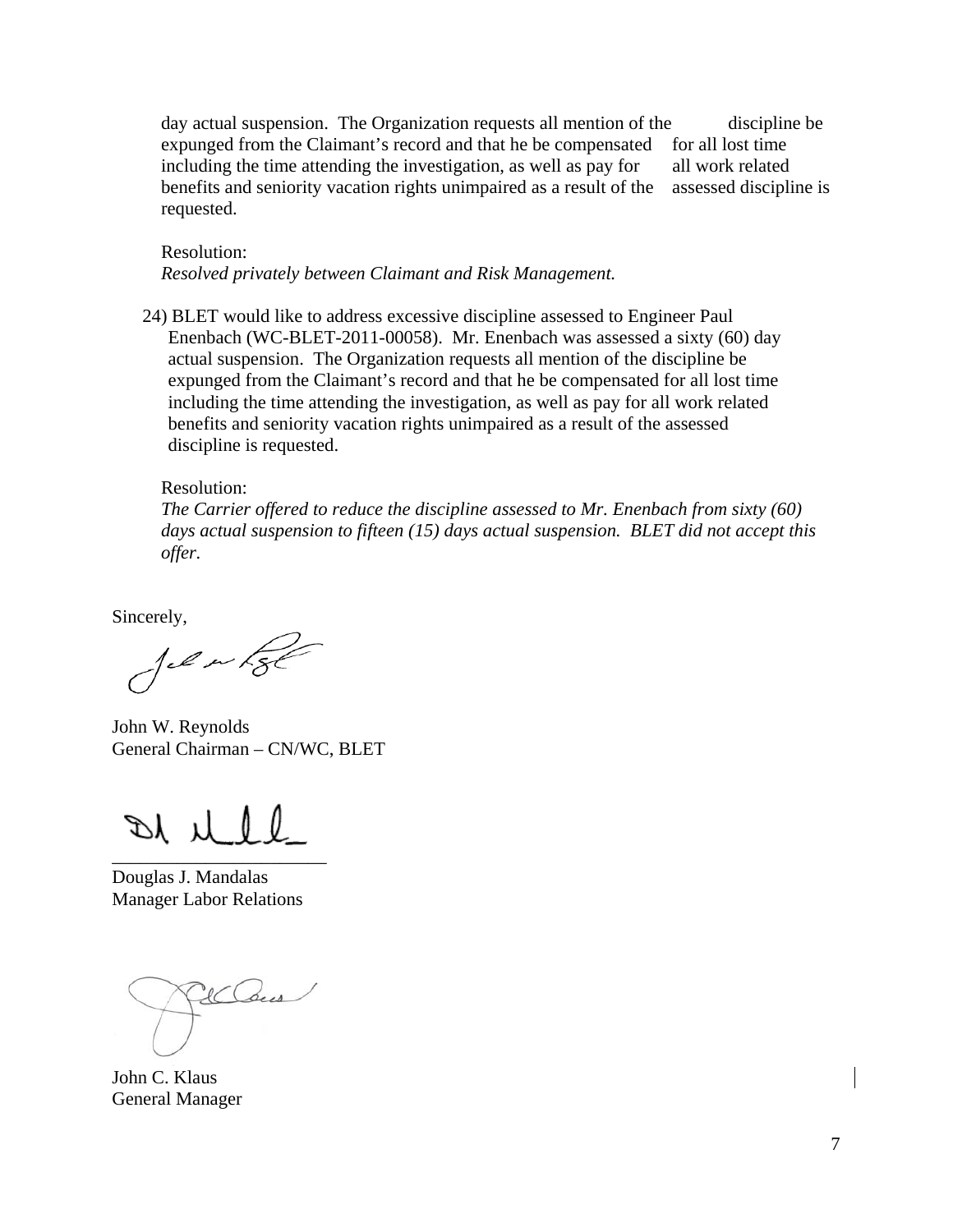day actual suspension. The Organization requests all mention of the discipline be expunged from the Claimant's record and that he be compensated for all lost time including the time attending the investigation, as well as pay for all work related benefits and seniority vacation rights unimpaired as a result of the assessed discipline is requested.

Resolution:
*Resolved privately between Claimant and Risk Management.*

24) BLET would like to address excessive discipline assessed to Engineer Paul Enenbach (WC-BLET-2011-00058). Mr. Enenbach was assessed a sixty (60) day actual suspension. The Organization requests all mention of the discipline be expunged from the Claimant's record and that he be compensated for all lost time including the time attending the investigation, as well as pay for all work related benefits and seniority vacation rights unimpaired as a result of the assessed discipline is requested.

Resolution:
*The Carrier offered to reduce the discipline assessed to Mr. Enenbach from sixty (60) days actual suspension to fifteen (15) days actual suspension. BLET did not accept this offer.*

Sincerely,

John W. Reynolds
General Chairman – CN/WC, BLET

_______________________
Douglas J. Mandalas
Manager Labor Relations

John C. Klaus
General Manager